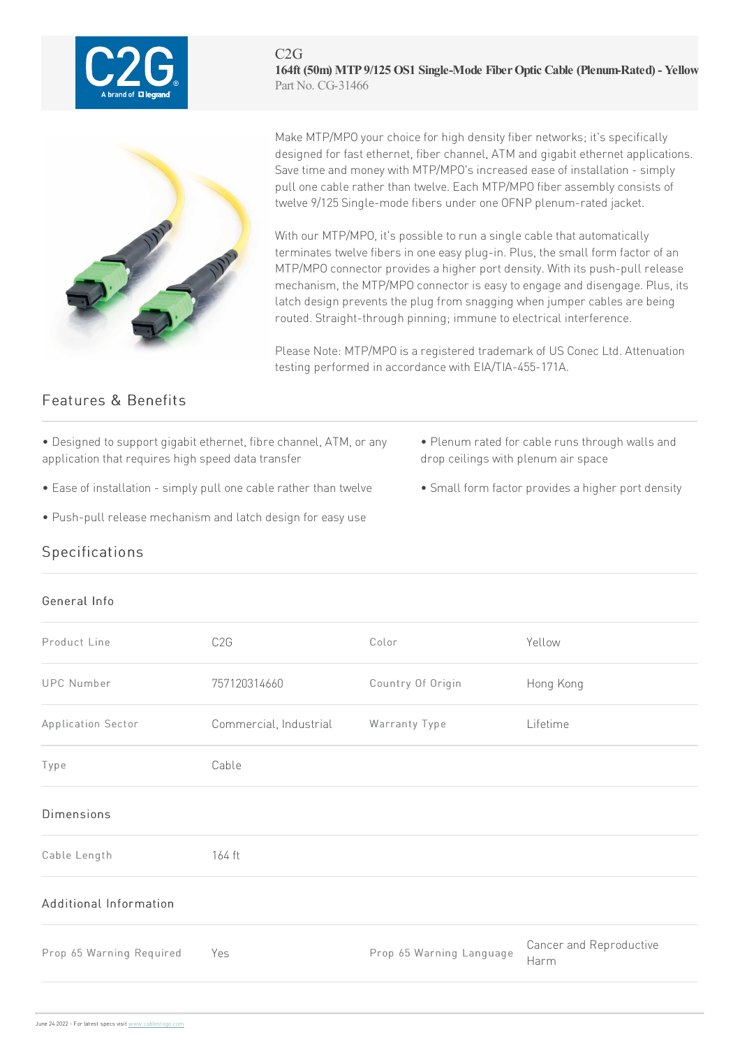C2G

# 164ft (50m) MTP 9/125 OS1 Single-Mode Fiber Optic Cable (Plenum-Rated) - Yellow

Part No. CG-31466

Make MTP/MPO your choice for high density fiber networks; it's specifically designed for fast ethernet, fiber channel, ATM and gigabit ethernet applications. Save time and money with MTP/MPO's increased ease of installation - simply pull one cable rather than twelve. Each MTP/MPO fiber assembly consists of twelve 9/125 Single-mode fibers under one OFNP plenum-rated jacket.

With our MTP/MPO, it's possible to run a single cable that automatically terminates twelve fibers in one easy plug-in. Plus, the small form factor of an MTP/MPO connector provides a higher port density. With its push-pull release mechanism, the MTP/MPO connector is easy to engage and disengage. Plus, its latch design prevents the plug from snagging when jumper cables are being routed. Straight-through pinning; immune to electrical interference.

Please Note: MTP/MPO is a registered trademark of US Conec Ltd. Attenuation testing performed in accordance with EIA/TIA-455-171A.

## Features & Benefits

- Designed to support gigabit ethernet, fibre channel, ATM, or any application that requires high speed data transfer
- Ease of installation - simply pull one cable rather than twelve
- Push-pull release mechanism and latch design for easy use
- Plenum rated for cable runs through walls and drop ceilings with plenum air space
- Small form factor provides a higher port density

## Specifications

### General Info

| | | | |
|---|---|---|---|
| Product Line | C2G | Color | Yellow |
| UPC Number | 757120314660 | Country Of Origin | Hong Kong |
| Application Sector | Commercial, Industrial | Warranty Type | Lifetime |
| Type | Cable | | |

### Dimensions

| | |
|---|---|
| Cable Length | 164 ft |

### Additional Information

| | | | |
|---|---|---|---|
| Prop 65 Warning Required | Yes | Prop 65 Warning Language | Cancer and Reproductive Harm |

June 24 2022 - For latest specs visit www.cablestogo.com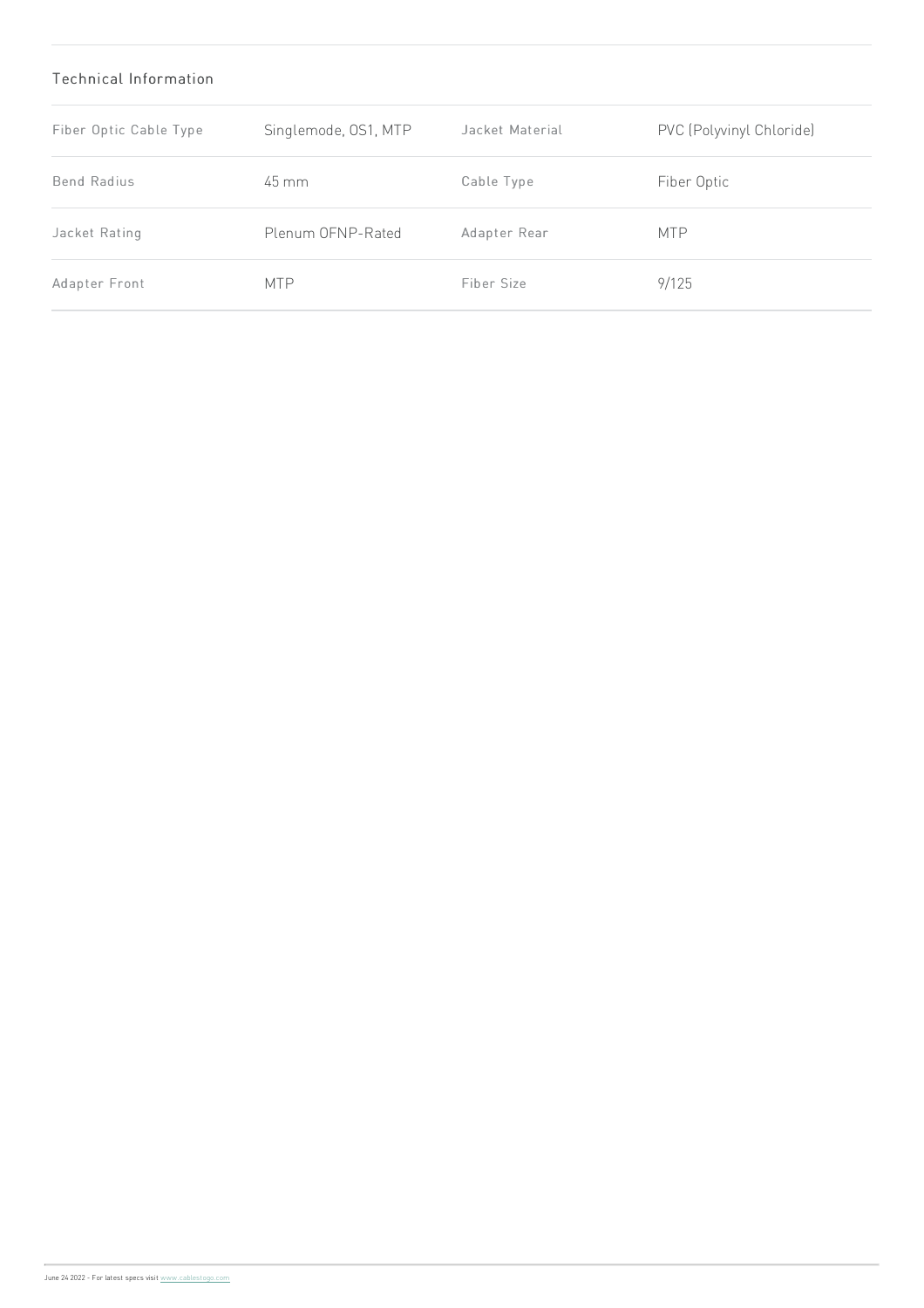## Technical Information

| | | | |
|---|---|---|---|
| Fiber Optic Cable Type | Singlemode, OS1, MTP | Jacket Material | PVC (Polyvinyl Chloride) |
| Bend Radius | 45 mm | Cable Type | Fiber Optic |
| Jacket Rating | Plenum OFNP-Rated | Adapter Rear | MTP |
| Adapter Front | MTP | Fiber Size | 9/125 |